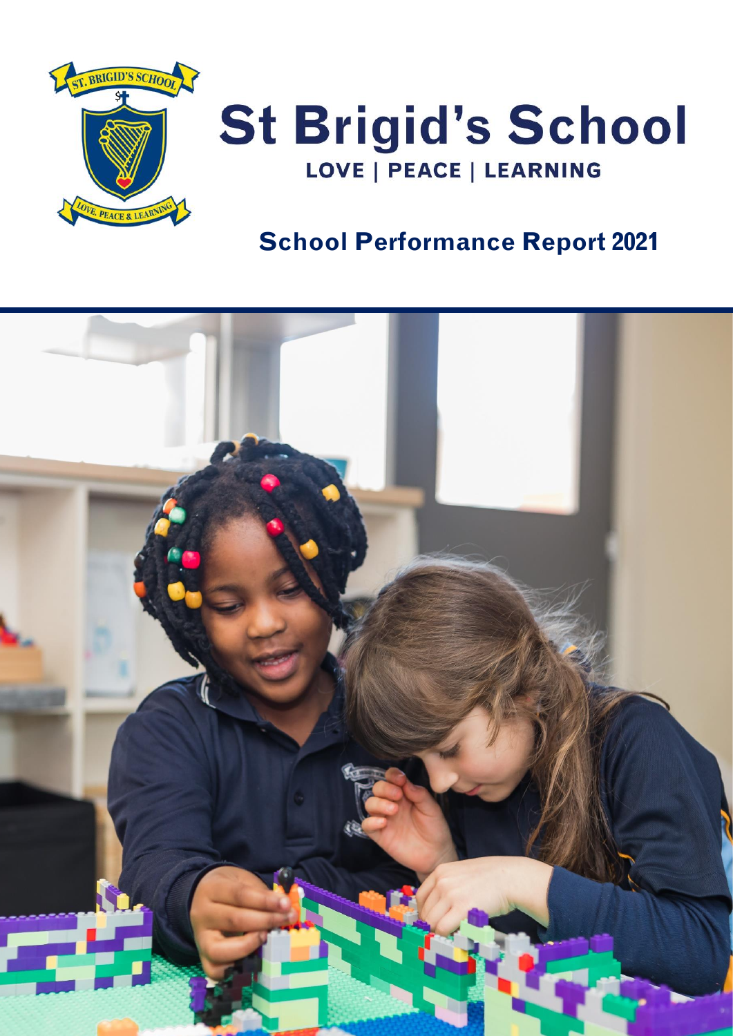# St Brigid's School

**LOVE | PEACE | LEARNING**

## School Performance Report 2021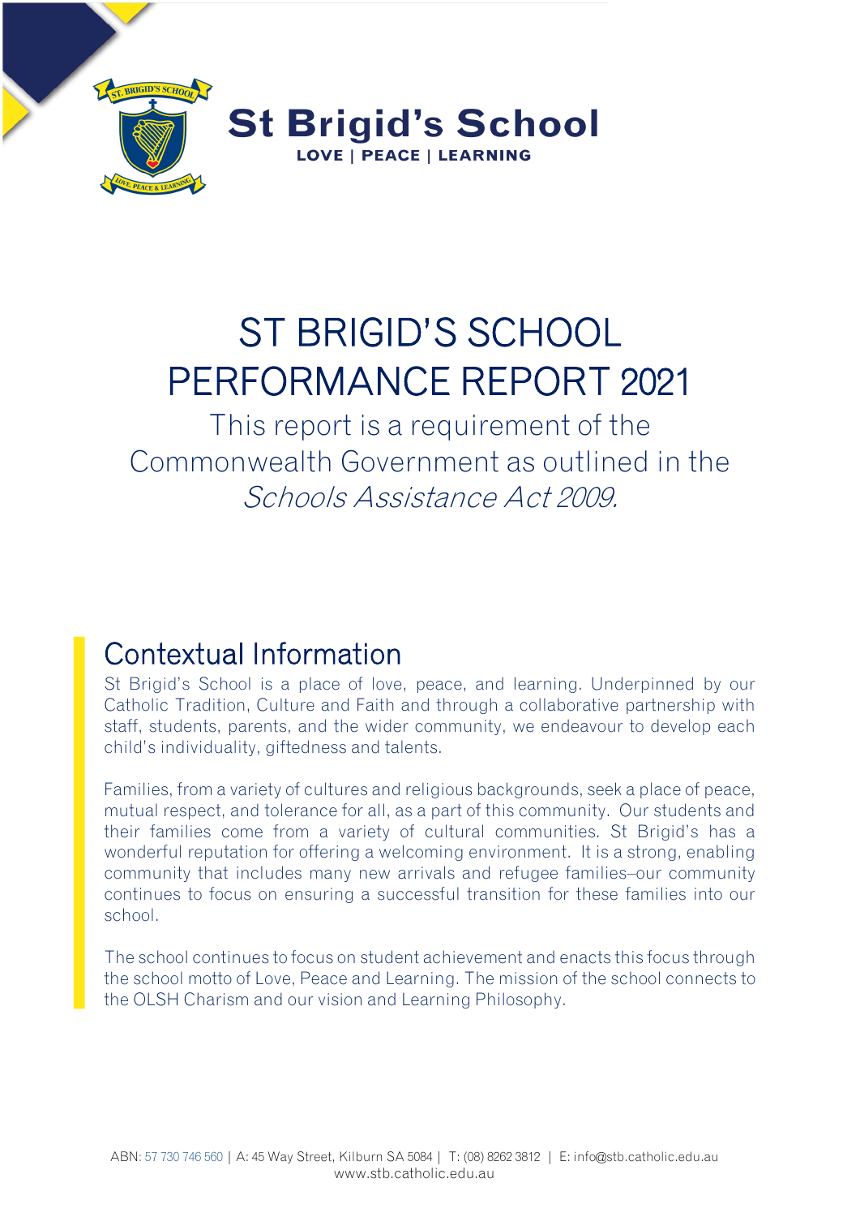St Brigid's School

LOVE | PEACE | LEARNING

# ST BRIGID'S SCHOOL PERFORMANCE REPORT 2021

This report is a requirement of the Commonwealth Government as outlined in the *Schools Assistance Act 2009.*

## Contextual Information

St Brigid's School is a place of love, peace, and learning. Underpinned by our Catholic Tradition, Culture and Faith and through a collaborative partnership with staff, students, parents, and the wider community, we endeavour to develop each child's individuality, giftedness and talents.

Families, from a variety of cultures and religious backgrounds, seek a place of peace, mutual respect, and tolerance for all, as a part of this community. Our students and their families come from a variety of cultural communities. St Brigid's has a wonderful reputation for offering a welcoming environment. It is a strong, enabling community that includes many new arrivals and refugee families–our community continues to focus on ensuring a successful transition for these families into our school.

The school continues to focus on student achievement and enacts this focus through the school motto of Love, Peace and Learning. The mission of the school connects to the OLSH Charism and our vision and Learning Philosophy.

ABN: 57 730 746 560 | A: 45 Way Street, Kilburn SA 5084 | T: (08) 8262 3812 | E: info@stb.catholic.edu.au
www.stb.catholic.edu.au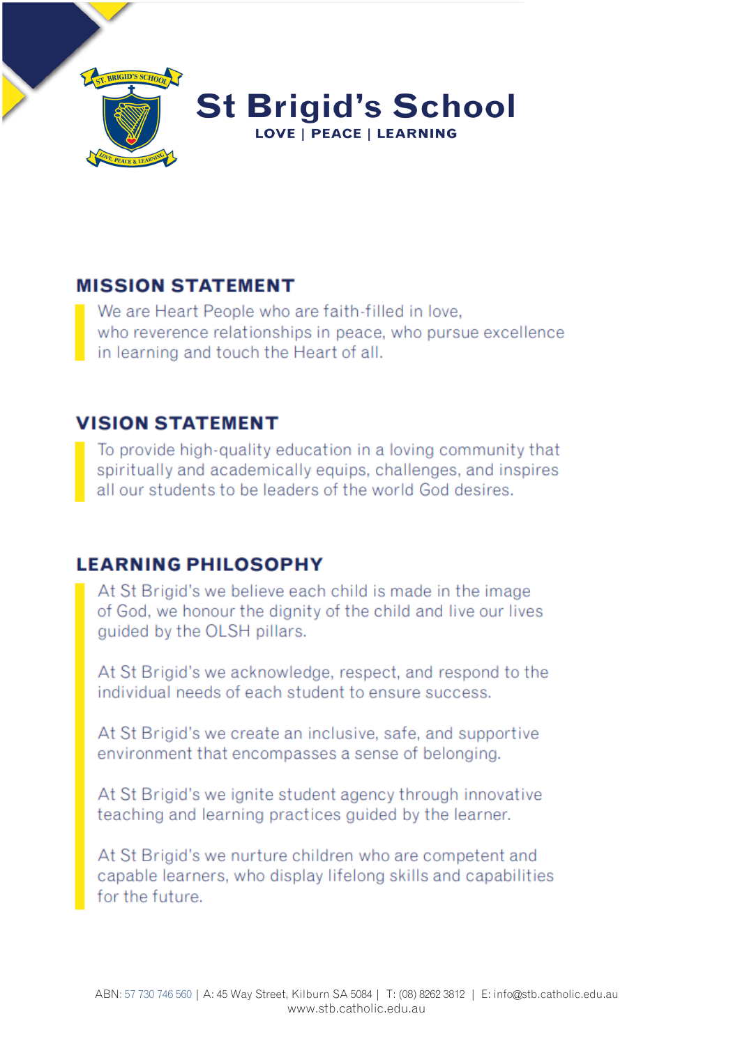# St Brigid's School

**LOVE | PEACE | LEARNING**

## MISSION STATEMENT

We are Heart People who are faith-filled in love, who reverence relationships in peace, who pursue excellence in learning and touch the Heart of all.

## VISION STATEMENT

To provide high-quality education in a loving community that spiritually and academically equips, challenges, and inspires all our students to be leaders of the world God desires.

## LEARNING PHILOSOPHY

At St Brigid's we believe each child is made in the image of God, we honour the dignity of the child and live our lives guided by the OLSH pillars.

At St Brigid's we acknowledge, respect, and respond to the individual needs of each student to ensure success.

At St Brigid's we create an inclusive, safe, and supportive environment that encompasses a sense of belonging.

At St Brigid's we ignite student agency through innovative teaching and learning practices guided by the learner.

At St Brigid's we nurture children who are competent and capable learners, who display lifelong skills and capabilities for the future.

ABN: 57 730 746 560 | A: 45 Way Street, Kilburn SA 5084 | T: (08) 8262 3812 | E: info@stb.catholic.edu.au
www.stb.catholic.edu.au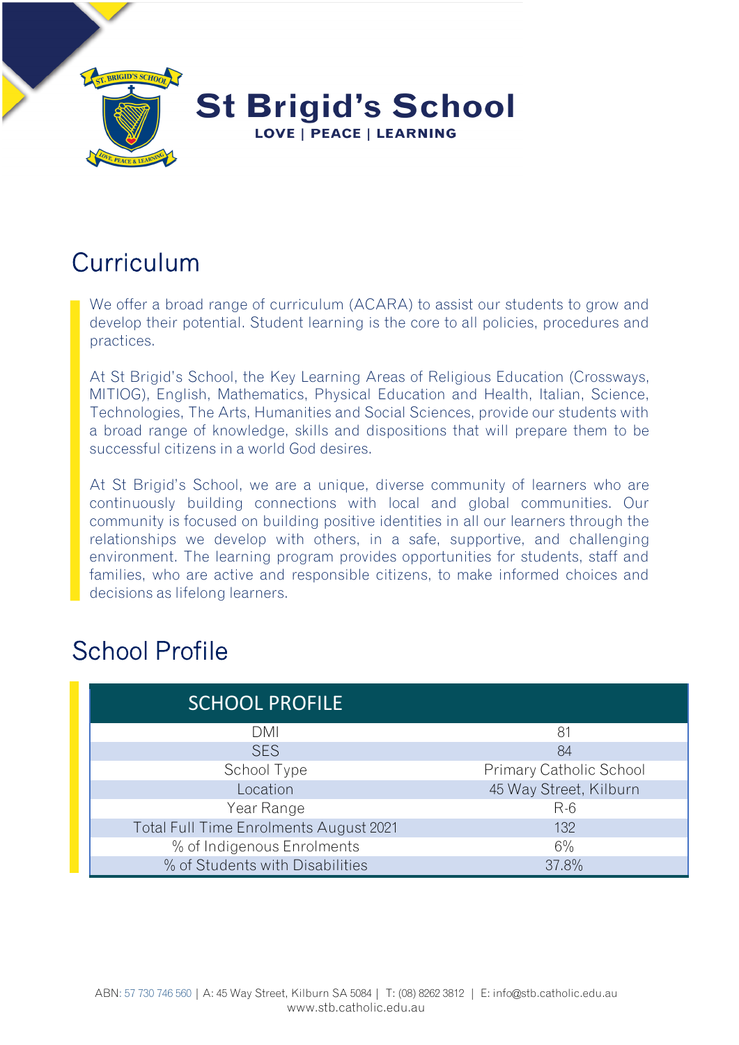# St Brigid's School

**LOVE | PEACE | LEARNING**

## Curriculum

We offer a broad range of curriculum (ACARA) to assist our students to grow and develop their potential. Student learning is the core to all policies, procedures and practices.

At St Brigid's School, the Key Learning Areas of Religious Education (Crossways, MITIOG), English, Mathematics, Physical Education and Health, Italian, Science, Technologies, The Arts, Humanities and Social Sciences, provide our students with a broad range of knowledge, skills and dispositions that will prepare them to be successful citizens in a world God desires.

At St Brigid's School, we are a unique, diverse community of learners who are continuously building connections with local and global communities. Our community is focused on building positive identities in all our learners through the relationships we develop with others, in a safe, supportive, and challenging environment. The learning program provides opportunities for students, staff and families, who are active and responsible citizens, to make informed choices and decisions as lifelong learners.

## School Profile

| SCHOOL PROFILE | |
|---|---|
| DMI | 81 |
| SES | 84 |
| School Type | Primary Catholic School |
| Location | 45 Way Street, Kilburn |
| Year Range | R-6 |
| Total Full Time Enrolments August 2021 | 132 |
| % of Indigenous Enrolments | 6% |
| % of Students with Disabilities | 37.8% |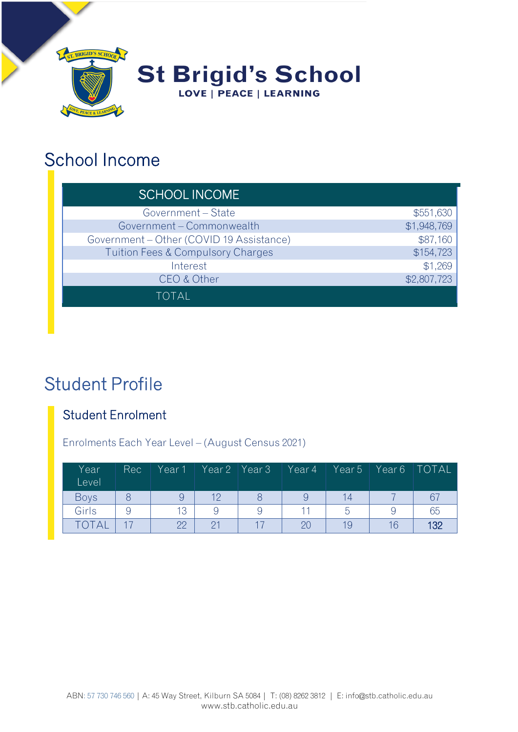St Brigid's School

LOVE | PEACE | LEARNING

# School Income

| SCHOOL INCOME | |
|---|---|
| Government – State | $551,630 |
| Government – Commonwealth | $1,948,769 |
| Government – Other (COVID 19 Assistance) | $87,160 |
| Tuition Fees & Compulsory Charges | $154,723 |
| Interest | $1,269 |
| CEO & Other | $2,807,723 |
| TOTAL | |

# Student Profile

## Student Enrolment

Enrolments Each Year Level – (August Census 2021)

| Year Level | Rec | Year 1 | Year 2 | Year 3 | Year 4 | Year 5 | Year 6 | TOTAL |
|---|---|---|---|---|---|---|---|---|
| Boys | 8 | 9 | 12 | 8 | 9 | 14 | 7 | 67 |
| Girls | 9 | 13 | 9 | 9 | 11 | 5 | 9 | 65 |
| TOTAL | 17 | 22 | 21 | 17 | 20 | 19 | 16 | 132 |

ABN: 57 730 746 560 | A: 45 Way Street, Kilburn SA 5084 | T: (08) 8262 3812 | E: info@stb.catholic.edu.au
www.stb.catholic.edu.au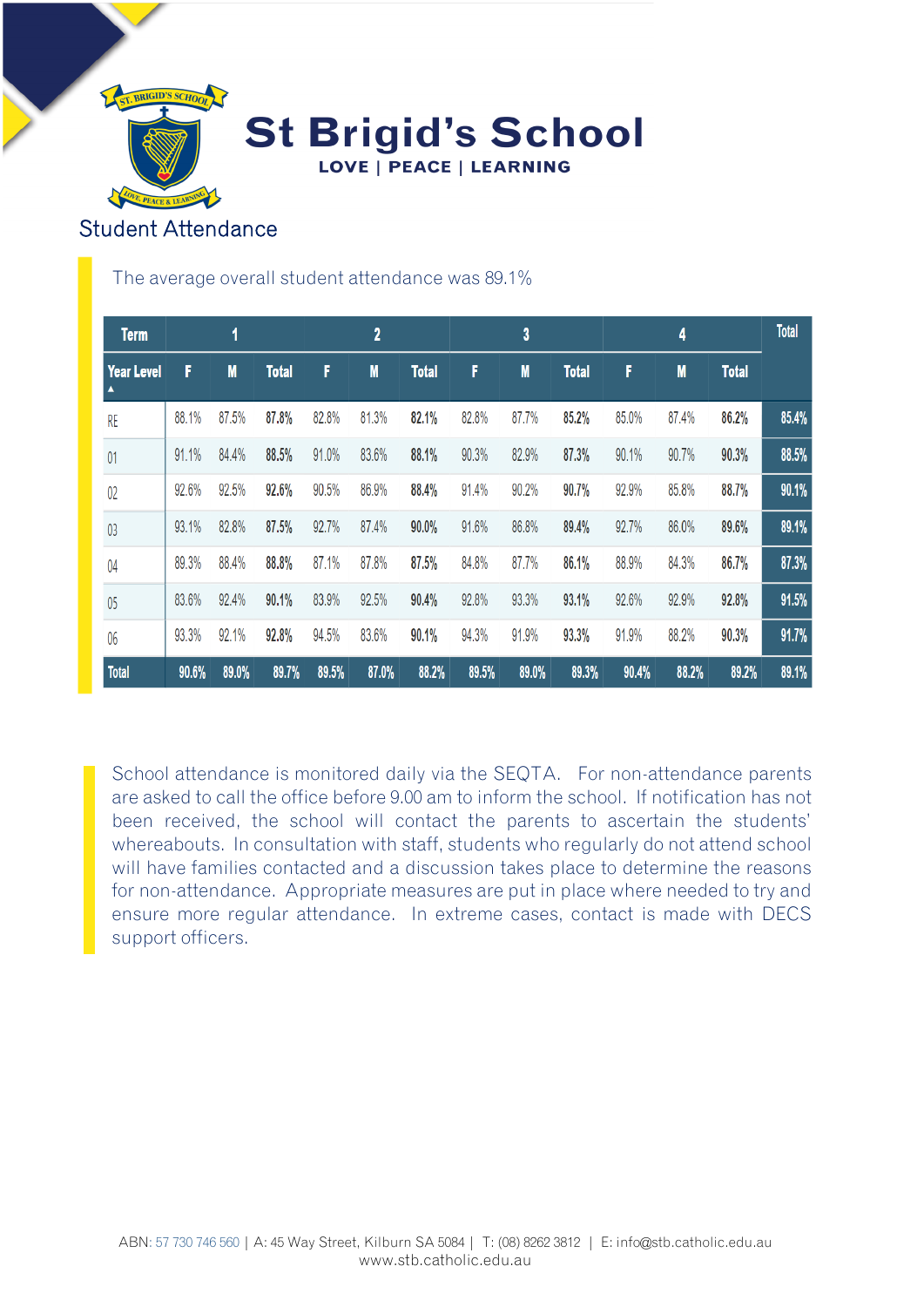# St Brigid's School

LOVE | PEACE | LEARNING

## Student Attendance

The average overall student attendance was 89.1%

| Term | 1 | | | 2 | | | 3 | | | 4 | | | Total |
|---|---|---|---|---|---|---|---|---|---|---|---|---|---|
| Year Level | F | M | Total | F | M | Total | F | M | Total | F | M | Total | |
| RE | 88.1% | 87.5% | **87.8%** | 82.8% | 81.3% | **82.1%** | 82.8% | 87.7% | **85.2%** | 85.0% | 87.4% | **86.2%** | **85.4%** |
| 01 | 91.1% | 84.4% | **88.5%** | 91.0% | 83.6% | **88.1%** | 90.3% | 82.9% | **87.3%** | 90.1% | 90.7% | **90.3%** | **88.5%** |
| 02 | 92.6% | 92.5% | **92.6%** | 90.5% | 86.9% | **88.4%** | 91.4% | 90.2% | **90.7%** | 92.9% | 85.8% | **88.7%** | **90.1%** |
| 03 | 93.1% | 82.8% | **87.5%** | 92.7% | 87.4% | **90.0%** | 91.6% | 86.8% | **89.4%** | 92.7% | 86.0% | **89.6%** | **89.1%** |
| 04 | 89.3% | 88.4% | **88.8%** | 87.1% | 87.8% | **87.5%** | 84.8% | 87.7% | **86.1%** | 88.9% | 84.3% | **86.7%** | **87.3%** |
| 05 | 83.6% | 92.4% | **90.1%** | 83.9% | 92.5% | **90.4%** | 92.8% | 93.3% | **93.1%** | 92.6% | 92.9% | **92.8%** | **91.5%** |
| 06 | 93.3% | 92.1% | **92.8%** | 94.5% | 83.6% | **90.1%** | 94.3% | 91.9% | **93.3%** | 91.9% | 88.2% | **90.3%** | **91.7%** |
| **Total** | **90.6%** | **89.0%** | **89.7%** | **89.5%** | **87.0%** | **88.2%** | **89.5%** | **89.0%** | **89.3%** | **90.4%** | **88.2%** | **89.2%** | **89.1%** |

School attendance is monitored daily via the SEQTA. For non-attendance parents are asked to call the office before 9.00 am to inform the school. If notification has not been received, the school will contact the parents to ascertain the students' whereabouts. In consultation with staff, students who regularly do not attend school will have families contacted and a discussion takes place to determine the reasons for non-attendance. Appropriate measures are put in place where needed to try and ensure more regular attendance. In extreme cases, contact is made with DECS support officers.

ABN: 57 730 746 560 | A: 45 Way Street, Kilburn SA 5084 | T: (08) 8262 3812 | E: info@stb.catholic.edu.au
www.stb.catholic.edu.au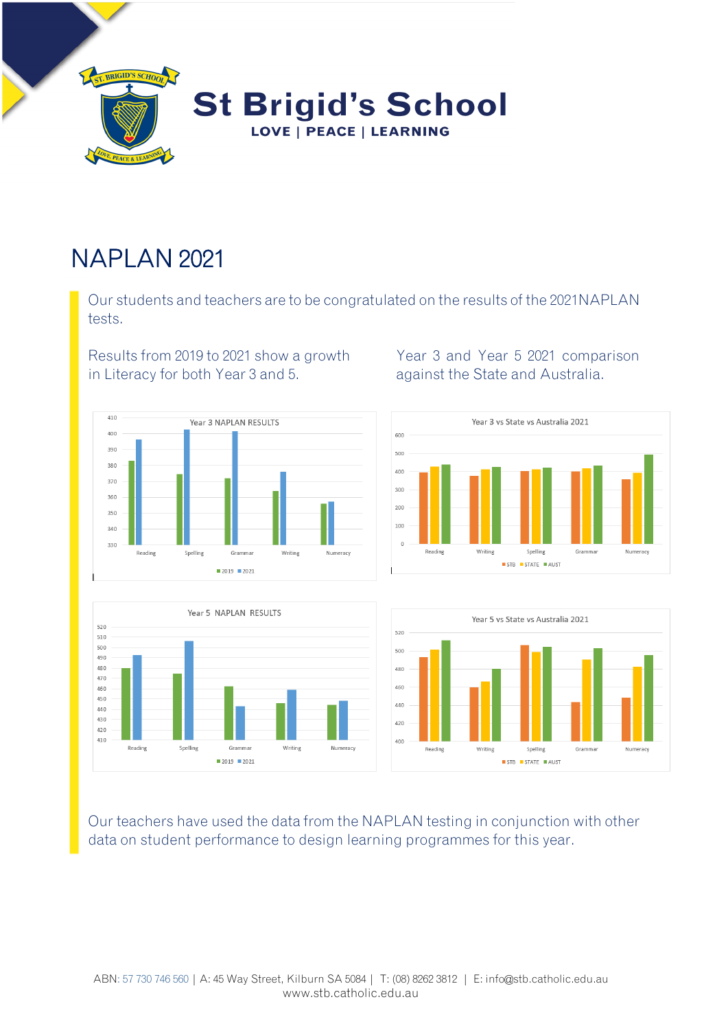# St Brigid's School

LOVE | PEACE | LEARNING

## NAPLAN 2021

Our students and teachers are to be congratulated on the results of the 2021NAPLAN tests.

Results from 2019 to 2021 show a growth in Literacy for both Year 3 and 5.

Year 3 and Year 5 2021 comparison against the State and Australia.

Our teachers have used the data from the NAPLAN testing in conjunction with other data on student performance to design learning programmes for this year.

ABN: 57 730 746 560 | A: 45 Way Street, Kilburn SA 5084 | T: (08) 8262 3812 | E: info@stb.catholic.edu.au
www.stb.catholic.edu.au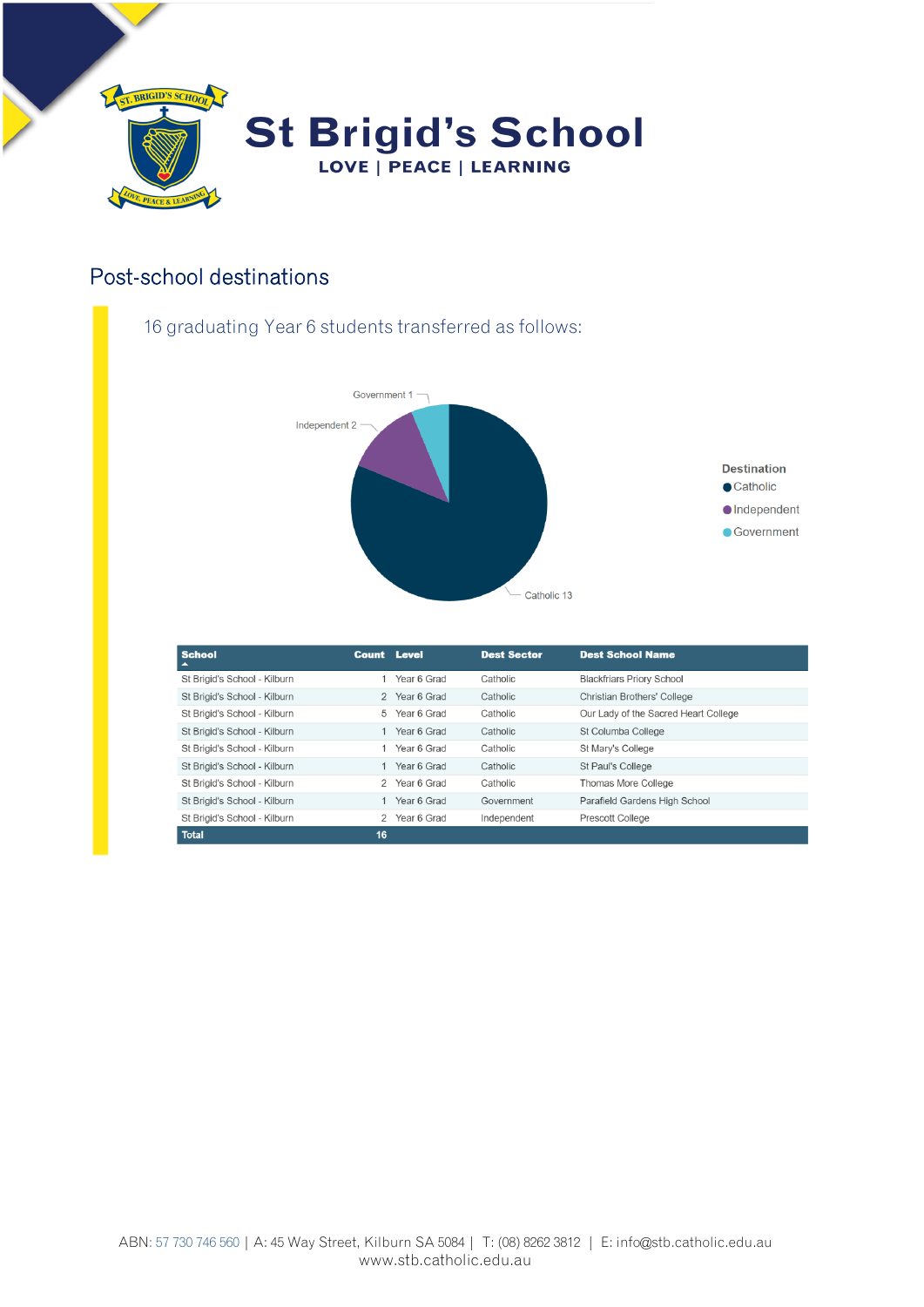# St Brigid's School

LOVE | PEACE | LEARNING

## Post-school destinations

### 16 graduating Year 6 students transferred as follows:

Government 1

Independent 2

Catholic 13

Destination
- Catholic
- Independent
- Government

| School | Count | Level | Dest Sector | Dest School Name |
|---|---|---|---|---|
| St Brigid's School - Kilburn | 1 | Year 6 Grad | Catholic | Blackfriars Priory School |
| St Brigid's School - Kilburn | 2 | Year 6 Grad | Catholic | Christian Brothers' College |
| St Brigid's School - Kilburn | 5 | Year 6 Grad | Catholic | Our Lady of the Sacred Heart College |
| St Brigid's School - Kilburn | 1 | Year 6 Grad | Catholic | St Columba College |
| St Brigid's School - Kilburn | 1 | Year 6 Grad | Catholic | St Mary's College |
| St Brigid's School - Kilburn | 1 | Year 6 Grad | Catholic | St Paul's College |
| St Brigid's School - Kilburn | 2 | Year 6 Grad | Catholic | Thomas More College |
| St Brigid's School - Kilburn | 1 | Year 6 Grad | Government | Parafield Gardens High School |
| St Brigid's School - Kilburn | 2 | Year 6 Grad | Independent | Prescott College |
| **Total** | **16** | | | |

ABN: 57 730 746 560 | A: 45 Way Street, Kilburn SA 5084 | T: (08) 8262 3812 | E: info@stb.catholic.edu.au
www.stb.catholic.edu.au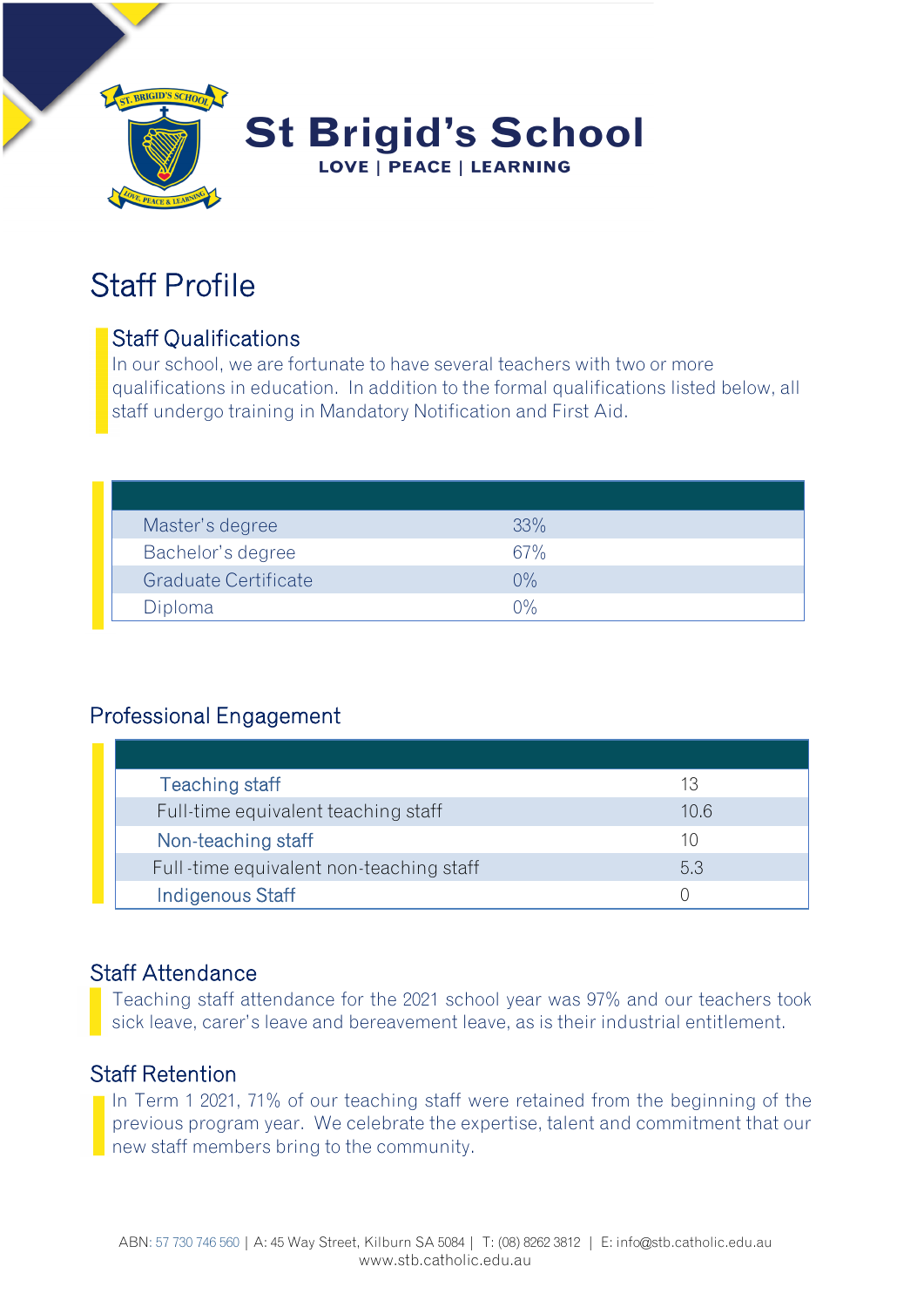# St Brigid's School

LOVE | PEACE | LEARNING

## Staff Profile

### Staff Qualifications

In our school, we are fortunate to have several teachers with two or more qualifications in education. In addition to the formal qualifications listed below, all staff undergo training in Mandatory Notification and First Aid.

| | |
|---|---|
| Master's degree | 33% |
| Bachelor's degree | 67% |
| Graduate Certificate | 0% |
| Diploma | 0% |

### Professional Engagement

| | |
|---|---|
| Teaching staff | 13 |
| Full-time equivalent teaching staff | 10.6 |
| Non-teaching staff | 10 |
| Full -time equivalent non-teaching staff | 5.3 |
| Indigenous Staff | 0 |

### Staff Attendance

Teaching staff attendance for the 2021 school year was 97% and our teachers took sick leave, carer's leave and bereavement leave, as is their industrial entitlement.

### Staff Retention

In Term 1 2021, 71% of our teaching staff were retained from the beginning of the previous program year. We celebrate the expertise, talent and commitment that our new staff members bring to the community.

ABN: 57 730 746 560 | A: 45 Way Street, Kilburn SA 5084 | T: (08) 8262 3812 | E: info@stb.catholic.edu.au
www.stb.catholic.edu.au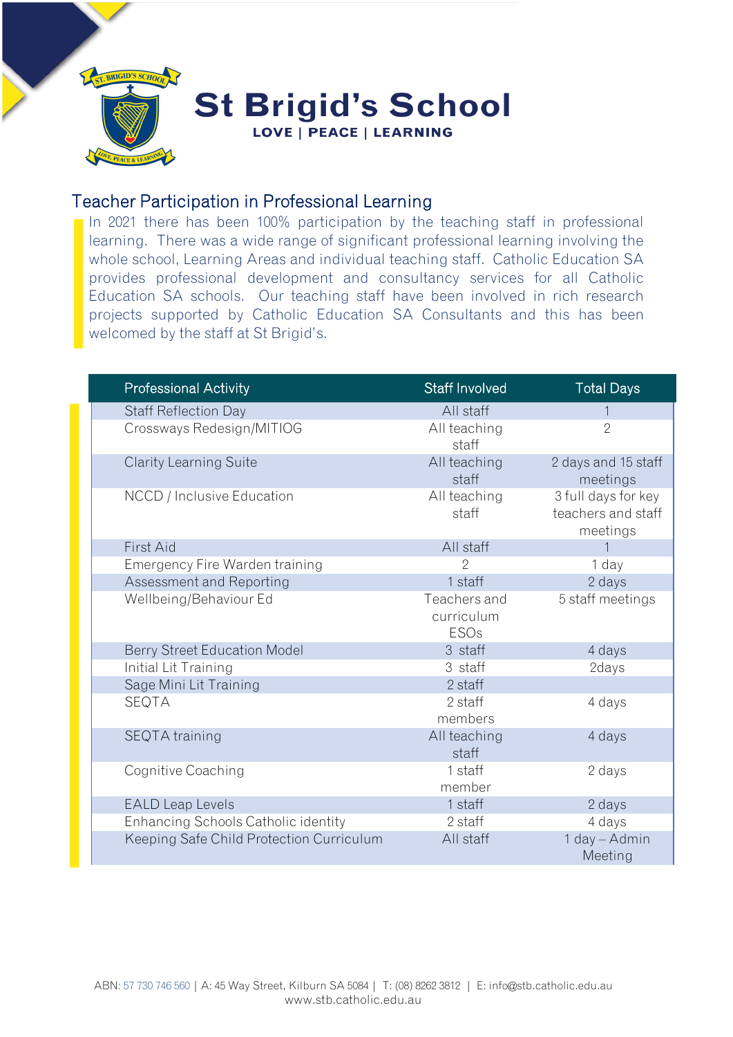# St Brigid's School

**LOVE | PEACE | LEARNING**

## Teacher Participation in Professional Learning

In 2021 there has been 100% participation by the teaching staff in professional learning. There was a wide range of significant professional learning involving the whole school, Learning Areas and individual teaching staff. Catholic Education SA provides professional development and consultancy services for all Catholic Education SA schools. Our teaching staff have been involved in rich research projects supported by Catholic Education SA Consultants and this has been welcomed by the staff at St Brigid's.

| Professional Activity | Staff Involved | Total Days |
|---|---|---|
| Staff Reflection Day | All staff | 1 |
| Crossways Redesign/MITIOG | All teaching staff | 2 |
| Clarity Learning Suite | All teaching staff | 2 days and 15 staff meetings |
| NCCD / Inclusive Education | All teaching staff | 3 full days for key teachers and staff meetings |
| First Aid | All staff | 1 |
| Emergency Fire Warden training | 2 | 1 day |
| Assessment and Reporting | 1 staff | 2 days |
| Wellbeing/Behaviour Ed | Teachers and curriculum ESOs | 5 staff meetings |
| Berry Street Education Model | 3 staff | 4 days |
| Initial Lit Training | 3 staff | 2days |
| Sage Mini Lit Training | 2 staff | |
| SEQTA | 2 staff members | 4 days |
| SEQTA training | All teaching staff | 4 days |
| Cognitive Coaching | 1 staff member | 2 days |
| EALD Leap Levels | 1 staff | 2 days |
| Enhancing Schools Catholic identity | 2 staff | 4 days |
| Keeping Safe Child Protection Curriculum | All staff | 1 day – Admin Meeting |

ABN: 57 730 746 560 | A: 45 Way Street, Kilburn SA 5084 | T: (08) 8262 3812 | E: info@stb.catholic.edu.au
www.stb.catholic.edu.au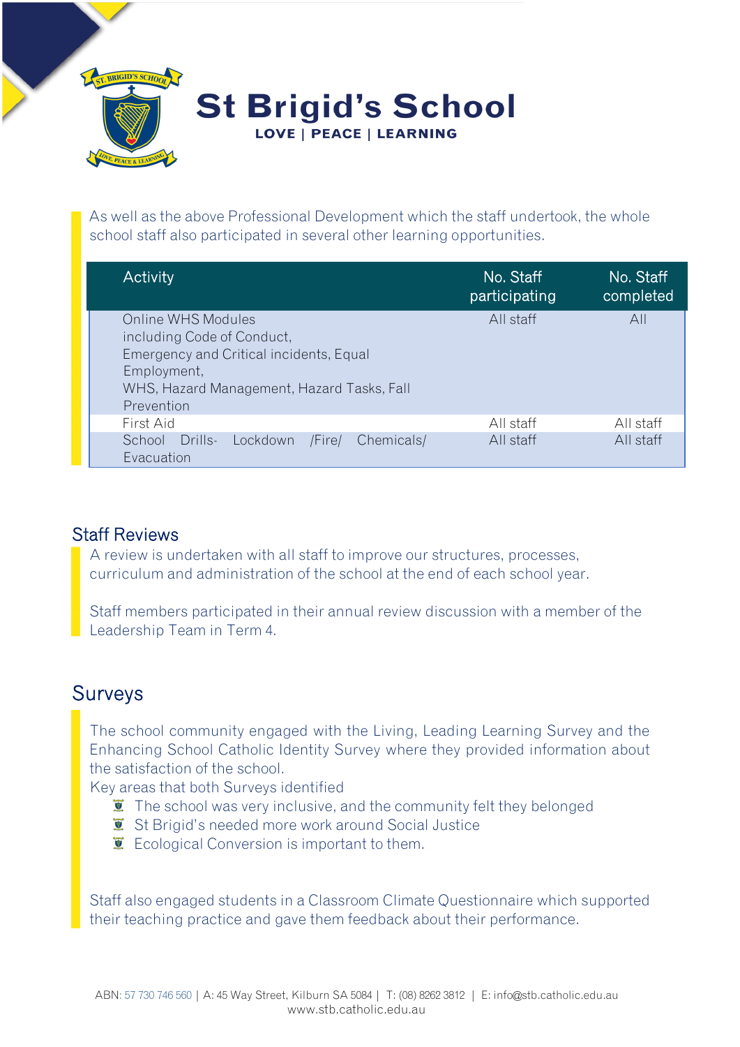As well as the above Professional Development which the staff undertook, the whole school staff also participated in several other learning opportunities.

| Activity | No. Staff participating | No. Staff completed |
| --- | --- | --- |
| Online WHS Modules including Code of Conduct, Emergency and Critical incidents, Equal Employment, WHS, Hazard Management, Hazard Tasks, Fall Prevention | All staff | All |
| First Aid | All staff | All staff |
| School Drills- Lockdown /Fire/ Chemicals/ Evacuation | All staff | All staff |

## Staff Reviews

A review is undertaken with all staff to improve our structures, processes, curriculum and administration of the school at the end of each school year.

Staff members participated in their annual review discussion with a member of the Leadership Team in Term 4.

## Surveys

The school community engaged with the Living, Leading Learning Survey and the Enhancing School Catholic Identity Survey where they provided information about the satisfaction of the school.

Key areas that both Surveys identified

- The school was very inclusive, and the community felt they belonged
- St Brigid's needed more work around Social Justice
- Ecological Conversion is important to them.

Staff also engaged students in a Classroom Climate Questionnaire which supported their teaching practice and gave them feedback about their performance.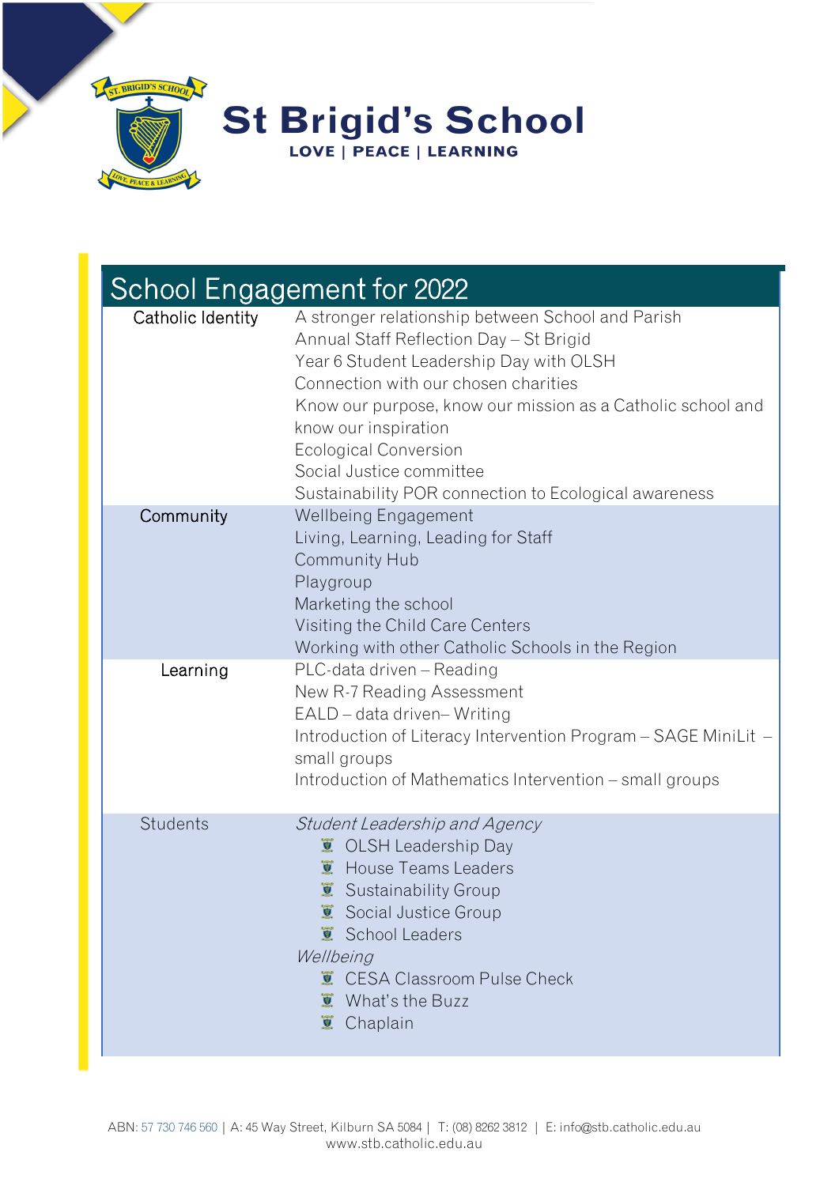# St Brigid's School

**LOVE | PEACE | LEARNING**

## School Engagement for 2022

| | |
|---|---|
| Catholic Identity | A stronger relationship between School and Parish<br>Annual Staff Reflection Day – St Brigid<br>Year 6 Student Leadership Day with OLSH<br>Connection with our chosen charities<br>Know our purpose, know our mission as a Catholic school and know our inspiration<br>Ecological Conversion<br>Social Justice committee<br>Sustainability POR connection to Ecological awareness |
| Community | Wellbeing Engagement<br>Living, Learning, Leading for Staff<br>Community Hub<br>Playgroup<br>Marketing the school<br>Visiting the Child Care Centers<br>Working with other Catholic Schools in the Region |
| Learning | PLC-data driven – Reading<br>New R-7 Reading Assessment<br>EALD – data driven– Writing<br>Introduction of Literacy Intervention Program – SAGE MiniLit – small groups<br>Introduction of Mathematics Intervention – small groups |
| Students | *Student Leadership and Agency*<br>• OLSH Leadership Day<br>• House Teams Leaders<br>• Sustainability Group<br>• Social Justice Group<br>• School Leaders<br>*Wellbeing*<br>• CESA Classroom Pulse Check<br>• What's the Buzz<br>• Chaplain |

ABN: 57 730 746 560 | A: 45 Way Street, Kilburn SA 5084 | T: (08) 8262 3812 | E: info@stb.catholic.edu.au
www.stb.catholic.edu.au